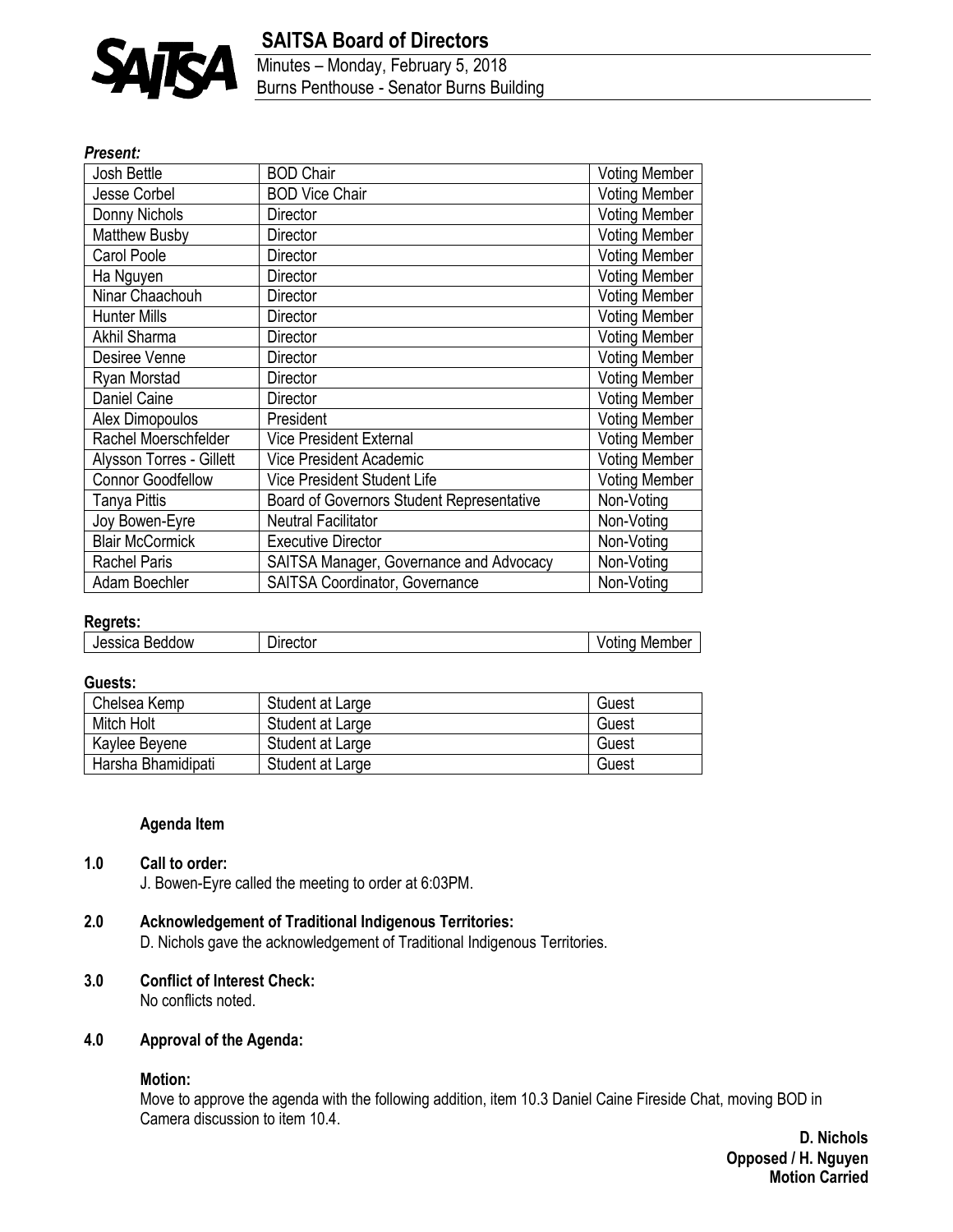# SAITSA Board of Directors

Minutes – Monday, February 5, 2018
Burns Penthouse - Senator Burns Building

***Present:***

| Josh Bettle | BOD Chair | Voting Member |
|---|---|---|
| Jesse Corbel | BOD Vice Chair | Voting Member |
| Donny Nichols | Director | Voting Member |
| Matthew Busby | Director | Voting Member |
| Carol Poole | Director | Voting Member |
| Ha Nguyen | Director | Voting Member |
| Ninar Chaachouh | Director | Voting Member |
| Hunter Mills | Director | Voting Member |
| Akhil Sharma | Director | Voting Member |
| Desiree Venne | Director | Voting Member |
| Ryan Morstad | Director | Voting Member |
| Daniel Caine | Director | Voting Member |
| Alex Dimopoulos | President | Voting Member |
| Rachel Moerschfelder | Vice President External | Voting Member |
| Alysson Torres - Gillett | Vice President Academic | Voting Member |
| Connor Goodfellow | Vice President Student Life | Voting Member |
| Tanya Pittis | Board of Governors Student Representative | Non-Voting |
| Joy Bowen-Eyre | Neutral Facilitator | Non-Voting |
| Blair McCormick | Executive Director | Non-Voting |
| Rachel Paris | SAITSA Manager, Governance and Advocacy | Non-Voting |
| Adam Boechler | SAITSA Coordinator, Governance | Non-Voting |

**Regrets:**

| Jessica Beddow | Director | Voting Member |
|---|---|---|

**Guests:**

| Chelsea Kemp | Student at Large | Guest |
|---|---|---|
| Mitch Holt | Student at Large | Guest |
| Kaylee Beyene | Student at Large | Guest |
| Harsha Bhamidipati | Student at Large | Guest |

**Agenda Item**

**1.0 Call to order:**

J. Bowen-Eyre called the meeting to order at 6:03PM.

**2.0 Acknowledgement of Traditional Indigenous Territories:**

D. Nichols gave the acknowledgement of Traditional Indigenous Territories.

**3.0 Conflict of Interest Check:**

No conflicts noted.

**4.0 Approval of the Agenda:**

**Motion:**

Move to approve the agenda with the following addition, item 10.3 Daniel Caine Fireside Chat, moving BOD in Camera discussion to item 10.4.

**D. Nichols**
**Opposed / H. Nguyen**
**Motion Carried**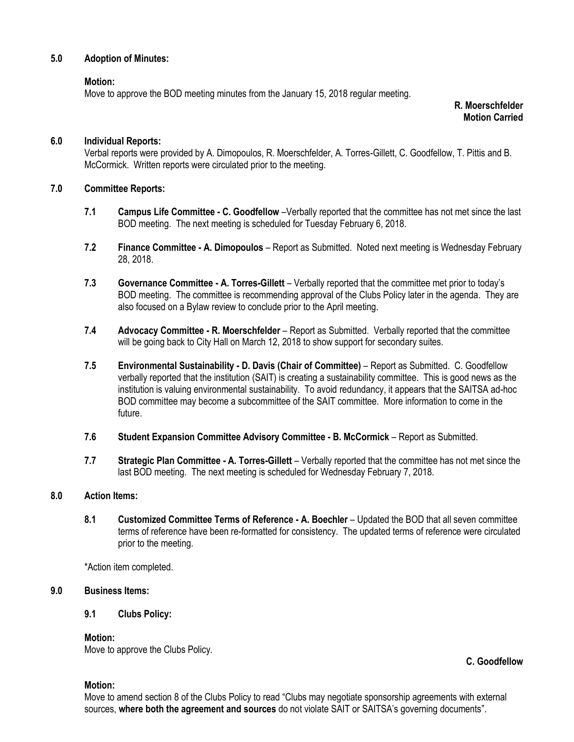**5.0 Adoption of Minutes:**

**Motion:**
Move to approve the BOD meeting minutes from the January 15, 2018 regular meeting.

**R. Moerschfelder**
**Motion Carried**

**6.0 Individual Reports:**

Verbal reports were provided by A. Dimopoulos, R. Moerschfelder, A. Torres-Gillett, C. Goodfellow, T. Pittis and B. McCormick. Written reports were circulated prior to the meeting.

**7.0 Committee Reports:**

**7.1 Campus Life Committee - C. Goodfellow** –Verbally reported that the committee has not met since the last BOD meeting. The next meeting is scheduled for Tuesday February 6, 2018.

**7.2 Finance Committee - A. Dimopoulos** – Report as Submitted. Noted next meeting is Wednesday February 28, 2018.

**7.3 Governance Committee - A. Torres-Gillett** – Verbally reported that the committee met prior to today's BOD meeting. The committee is recommending approval of the Clubs Policy later in the agenda. They are also focused on a Bylaw review to conclude prior to the April meeting.

**7.4 Advocacy Committee - R. Moerschfelder** – Report as Submitted. Verbally reported that the committee will be going back to City Hall on March 12, 2018 to show support for secondary suites.

**7.5 Environmental Sustainability - D. Davis (Chair of Committee)** – Report as Submitted. C. Goodfellow verbally reported that the institution (SAIT) is creating a sustainability committee. This is good news as the institution is valuing environmental sustainability. To avoid redundancy, it appears that the SAITSA ad-hoc BOD committee may become a subcommittee of the SAIT committee. More information to come in the future.

**7.6 Student Expansion Committee Advisory Committee - B. McCormick** – Report as Submitted.

**7.7 Strategic Plan Committee - A. Torres-Gillett** – Verbally reported that the committee has not met since the last BOD meeting. The next meeting is scheduled for Wednesday February 7, 2018.

**8.0 Action Items:**

**8.1 Customized Committee Terms of Reference - A. Boechler** – Updated the BOD that all seven committee terms of reference have been re-formatted for consistency. The updated terms of reference were circulated prior to the meeting.

*Action item completed.

**9.0 Business Items:**

**9.1 Clubs Policy:**

**Motion:**
Move to approve the Clubs Policy.

**C. Goodfellow**

**Motion:**
Move to amend section 8 of the Clubs Policy to read "Clubs may negotiate sponsorship agreements with external sources, **where both the agreement and sources** do not violate SAIT or SAITSA's governing documents".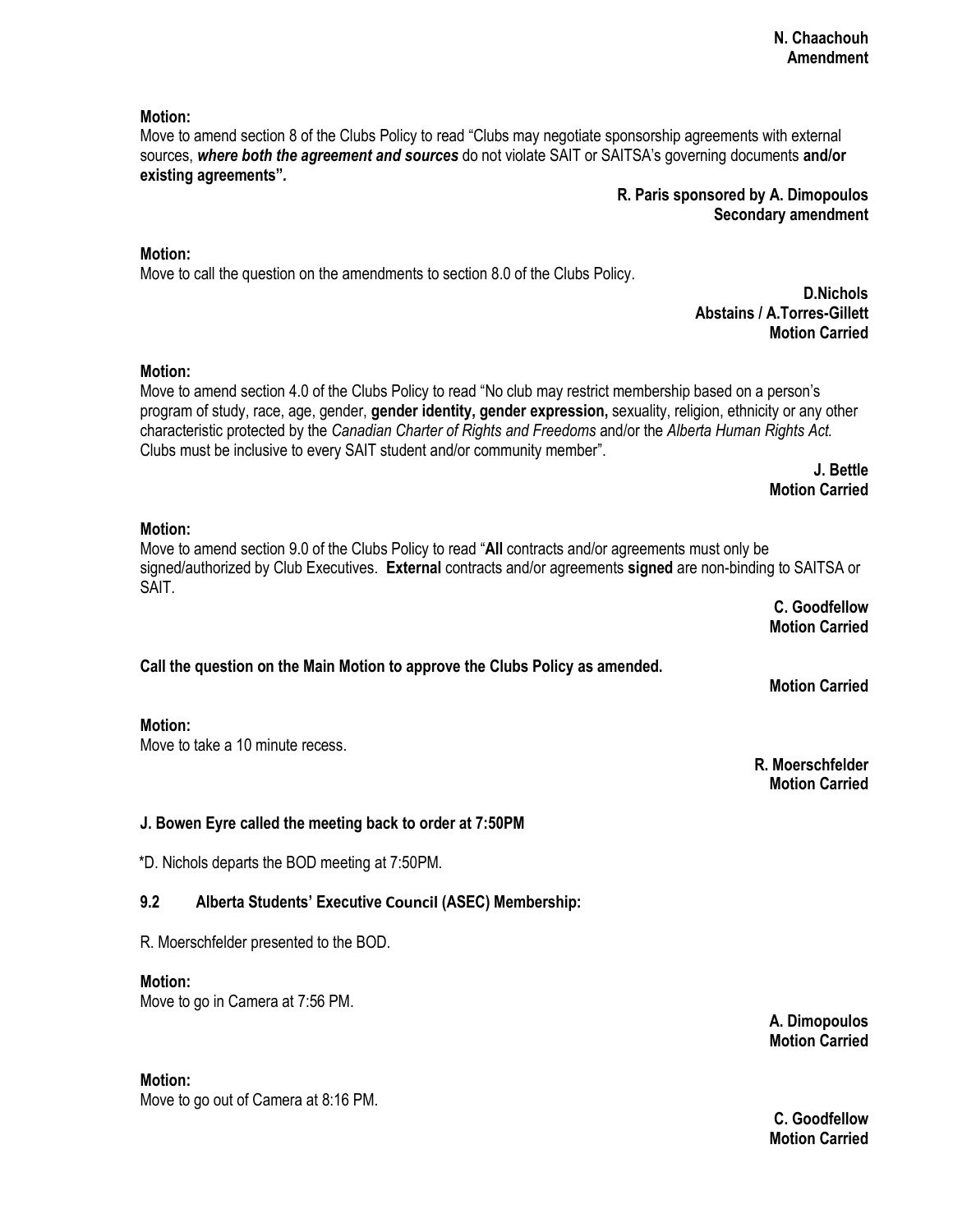**N. Chaachouh**
**Amendment**

**Motion:**
Move to amend section 8 of the Clubs Policy to read "Clubs may negotiate sponsorship agreements with external sources, ***where both the agreement and sources*** do not violate SAIT or SAITSA's governing documents **and/or existing agreements".**

**R. Paris sponsored by A. Dimopoulos**
**Secondary amendment**

**Motion:**
Move to call the question on the amendments to section 8.0 of the Clubs Policy.

**D.Nichols**
**Abstains / A.Torres-Gillett**
**Motion Carried**

**Motion:**
Move to amend section 4.0 of the Clubs Policy to read "No club may restrict membership based on a person's program of study, race, age, gender, **gender identity, gender expression,** sexuality, religion, ethnicity or any other characteristic protected by the *Canadian Charter of Rights and Freedoms* and/or the *Alberta Human Rights Act.* Clubs must be inclusive to every SAIT student and/or community member".

**J. Bettle**
**Motion Carried**

**Motion:**
Move to amend section 9.0 of the Clubs Policy to read "**All** contracts and/or agreements must only be signed/authorized by Club Executives. **External** contracts and/or agreements **signed** are non-binding to SAITSA or SAIT.

**C. Goodfellow**
**Motion Carried**

**Call the question on the Main Motion to approve the Clubs Policy as amended.**

**Motion Carried**

**Motion:**
Move to take a 10 minute recess.

**R. Moerschfelder**
**Motion Carried**

**J. Bowen Eyre called the meeting back to order at 7:50PM**

*D. Nichols departs the BOD meeting at 7:50PM.

### 9.2 Alberta Students' Executive Council (ASEC) Membership:

R. Moerschfelder presented to the BOD.

**Motion:**
Move to go in Camera at 7:56 PM.

**A. Dimopoulos**
**Motion Carried**

**Motion:**
Move to go out of Camera at 8:16 PM.

**C. Goodfellow**
**Motion Carried**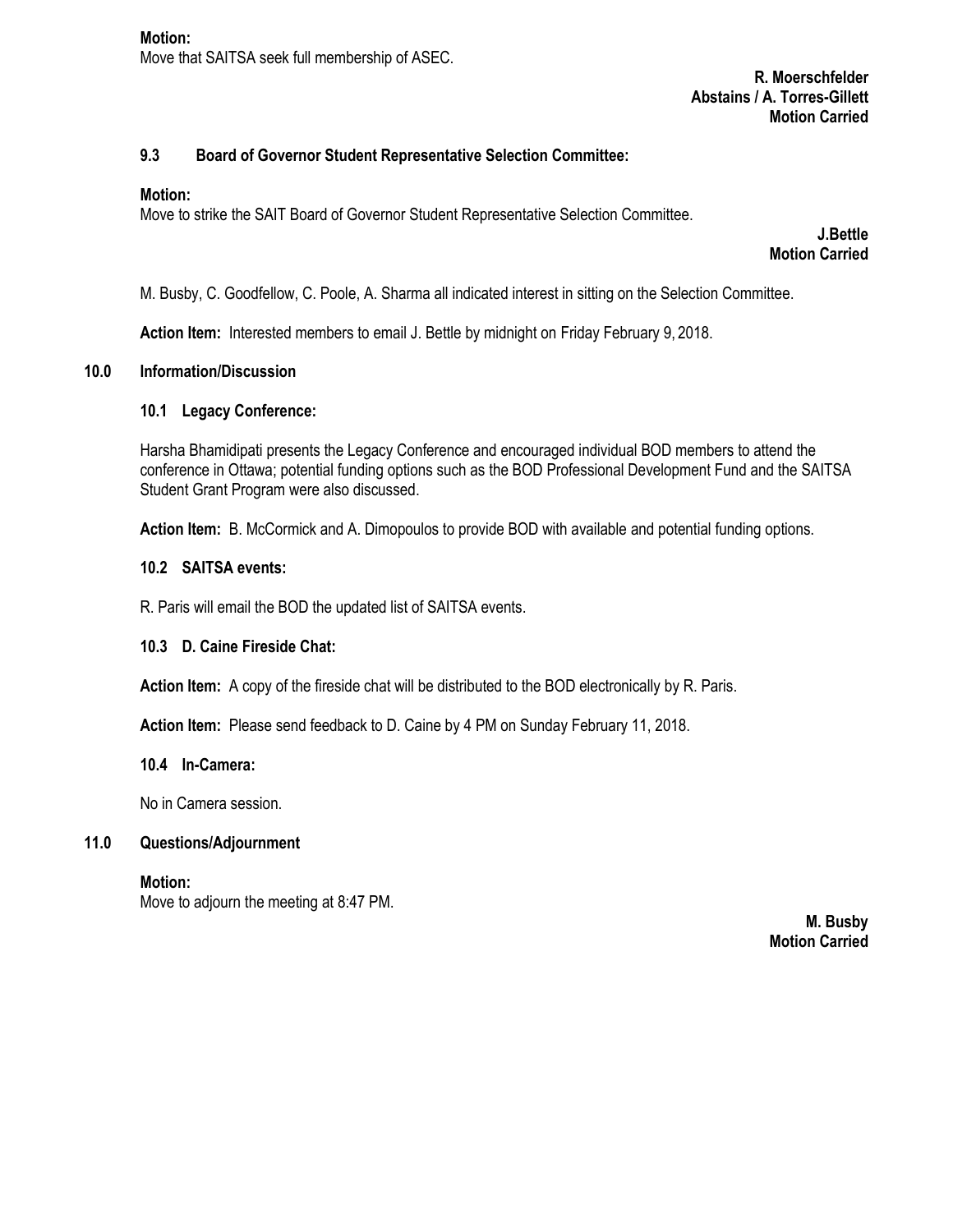**Motion:**
Move that SAITSA seek full membership of ASEC.

**R. Moerschfelder**
**Abstains / A. Torres-Gillett**
**Motion Carried**

### 9.3 Board of Governor Student Representative Selection Committee:

**Motion:**
Move to strike the SAIT Board of Governor Student Representative Selection Committee.

**J.Bettle**
**Motion Carried**

M. Busby, C. Goodfellow, C. Poole, A. Sharma all indicated interest in sitting on the Selection Committee.

**Action Item:** Interested members to email J. Bettle by midnight on Friday February 9, 2018.

## 10.0 Information/Discussion

### 10.1 Legacy Conference:

Harsha Bhamidipati presents the Legacy Conference and encouraged individual BOD members to attend the conference in Ottawa; potential funding options such as the BOD Professional Development Fund and the SAITSA Student Grant Program were also discussed.

**Action Item:** B. McCormick and A. Dimopoulos to provide BOD with available and potential funding options.

### 10.2 SAITSA events:

R. Paris will email the BOD the updated list of SAITSA events.

### 10.3 D. Caine Fireside Chat:

**Action Item:** A copy of the fireside chat will be distributed to the BOD electronically by R. Paris.

**Action Item:** Please send feedback to D. Caine by 4 PM on Sunday February 11, 2018.

### 10.4 In-Camera:

No in Camera session.

## 11.0 Questions/Adjournment

**Motion:**
Move to adjourn the meeting at 8:47 PM.

**M. Busby**
**Motion Carried**